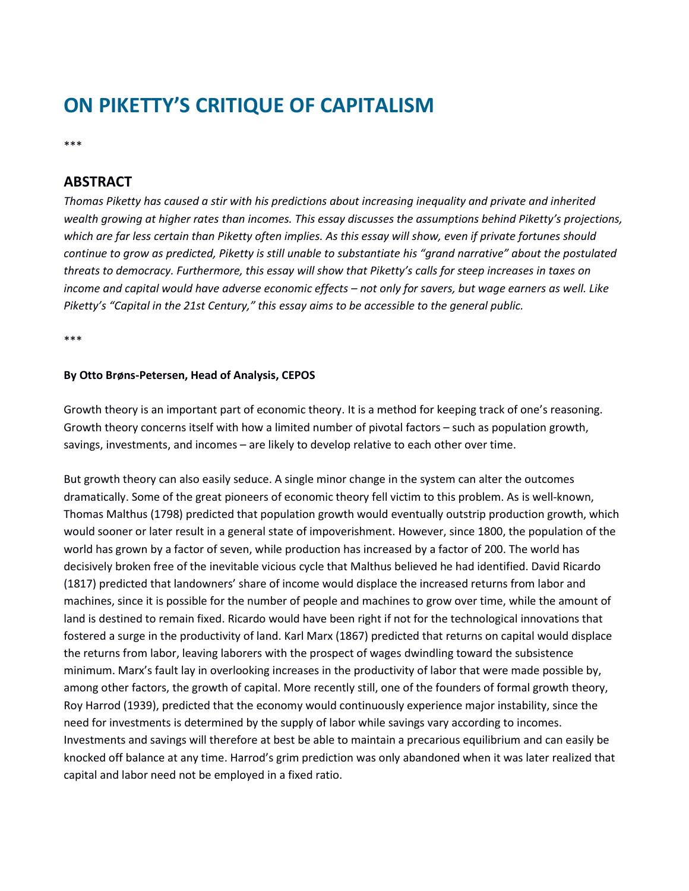# ON PIKETTY'S CRITIQUE OF CAPITALISM

***

## ABSTRACT

*Thomas Piketty has caused a stir with his predictions about increasing inequality and private and inherited wealth growing at higher rates than incomes. This essay discusses the assumptions behind Piketty's projections, which are far less certain than Piketty often implies. As this essay will show, even if private fortunes should continue to grow as predicted, Piketty is still unable to substantiate his "grand narrative" about the postulated threats to democracy. Furthermore, this essay will show that Piketty's calls for steep increases in taxes on income and capital would have adverse economic effects – not only for savers, but wage earners as well. Like Piketty's "Capital in the 21st Century," this essay aims to be accessible to the general public.*

***

**By Otto Brøns-Petersen, Head of Analysis, CEPOS**

Growth theory is an important part of economic theory. It is a method for keeping track of one's reasoning. Growth theory concerns itself with how a limited number of pivotal factors – such as population growth, savings, investments, and incomes – are likely to develop relative to each other over time.

But growth theory can also easily seduce. A single minor change in the system can alter the outcomes dramatically. Some of the great pioneers of economic theory fell victim to this problem. As is well-known, Thomas Malthus (1798) predicted that population growth would eventually outstrip production growth, which would sooner or later result in a general state of impoverishment. However, since 1800, the population of the world has grown by a factor of seven, while production has increased by a factor of 200. The world has decisively broken free of the inevitable vicious cycle that Malthus believed he had identified. David Ricardo (1817) predicted that landowners' share of income would displace the increased returns from labor and machines, since it is possible for the number of people and machines to grow over time, while the amount of land is destined to remain fixed. Ricardo would have been right if not for the technological innovations that fostered a surge in the productivity of land. Karl Marx (1867) predicted that returns on capital would displace the returns from labor, leaving laborers with the prospect of wages dwindling toward the subsistence minimum. Marx's fault lay in overlooking increases in the productivity of labor that were made possible by, among other factors, the growth of capital. More recently still, one of the founders of formal growth theory, Roy Harrod (1939), predicted that the economy would continuously experience major instability, since the need for investments is determined by the supply of labor while savings vary according to incomes. Investments and savings will therefore at best be able to maintain a precarious equilibrium and can easily be knocked off balance at any time. Harrod's grim prediction was only abandoned when it was later realized that capital and labor need not be employed in a fixed ratio.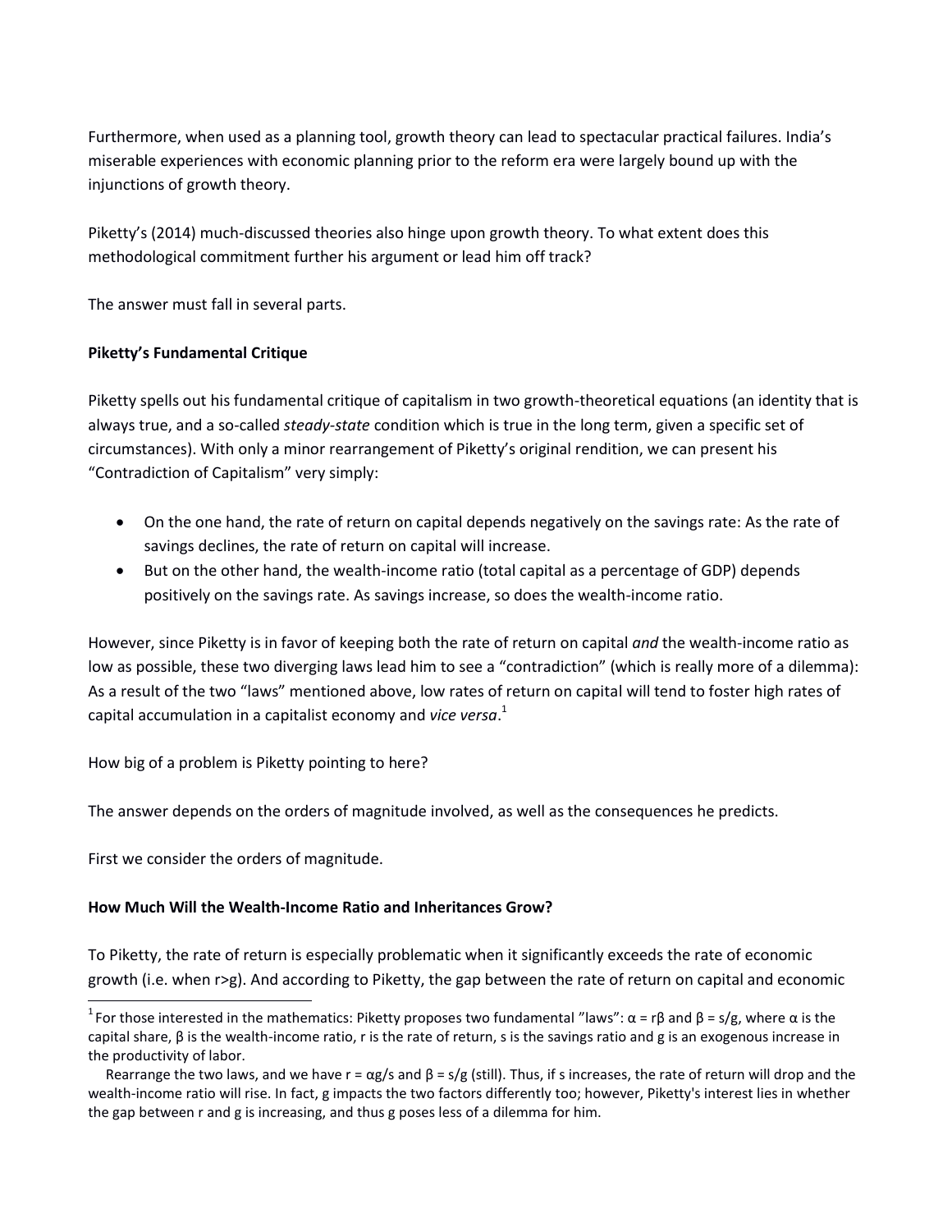Furthermore, when used as a planning tool, growth theory can lead to spectacular practical failures. India's miserable experiences with economic planning prior to the reform era were largely bound up with the injunctions of growth theory.

Piketty's (2014) much-discussed theories also hinge upon growth theory. To what extent does this methodological commitment further his argument or lead him off track?

The answer must fall in several parts.

**Piketty's Fundamental Critique**

Piketty spells out his fundamental critique of capitalism in two growth-theoretical equations (an identity that is always true, and a so-called *steady-state* condition which is true in the long term, given a specific set of circumstances). With only a minor rearrangement of Piketty's original rendition, we can present his "Contradiction of Capitalism" very simply:

- On the one hand, the rate of return on capital depends negatively on the savings rate: As the rate of savings declines, the rate of return on capital will increase.
- But on the other hand, the wealth-income ratio (total capital as a percentage of GDP) depends positively on the savings rate. As savings increase, so does the wealth-income ratio.

However, since Piketty is in favor of keeping both the rate of return on capital *and* the wealth-income ratio as low as possible, these two diverging laws lead him to see a "contradiction" (which is really more of a dilemma): As a result of the two "laws" mentioned above, low rates of return on capital will tend to foster high rates of capital accumulation in a capitalist economy and *vice versa*.[1]

How big of a problem is Piketty pointing to here?

The answer depends on the orders of magnitude involved, as well as the consequences he predicts.

First we consider the orders of magnitude.

**How Much Will the Wealth-Income Ratio and Inheritances Grow?**

To Piketty, the rate of return is especially problematic when it significantly exceeds the rate of economic growth (i.e. when $r>g$). And according to Piketty, the gap between the rate of return on capital and economic

[1] For those interested in the mathematics: Piketty proposes two fundamental "laws": $\alpha = r\beta$ and $\beta = s/g$, where $\alpha$ is the capital share, $\beta$ is the wealth-income ratio, r is the rate of return, s is the savings ratio and g is an exogenous increase in the productivity of labor.

Rearrange the two laws, and we have $r = \alpha g/s$ and $\beta = s/g$ (still). Thus, if s increases, the rate of return will drop and the wealth-income ratio will rise. In fact, g impacts the two factors differently too; however, Piketty's interest lies in whether the gap between r and g is increasing, and thus g poses less of a dilemma for him.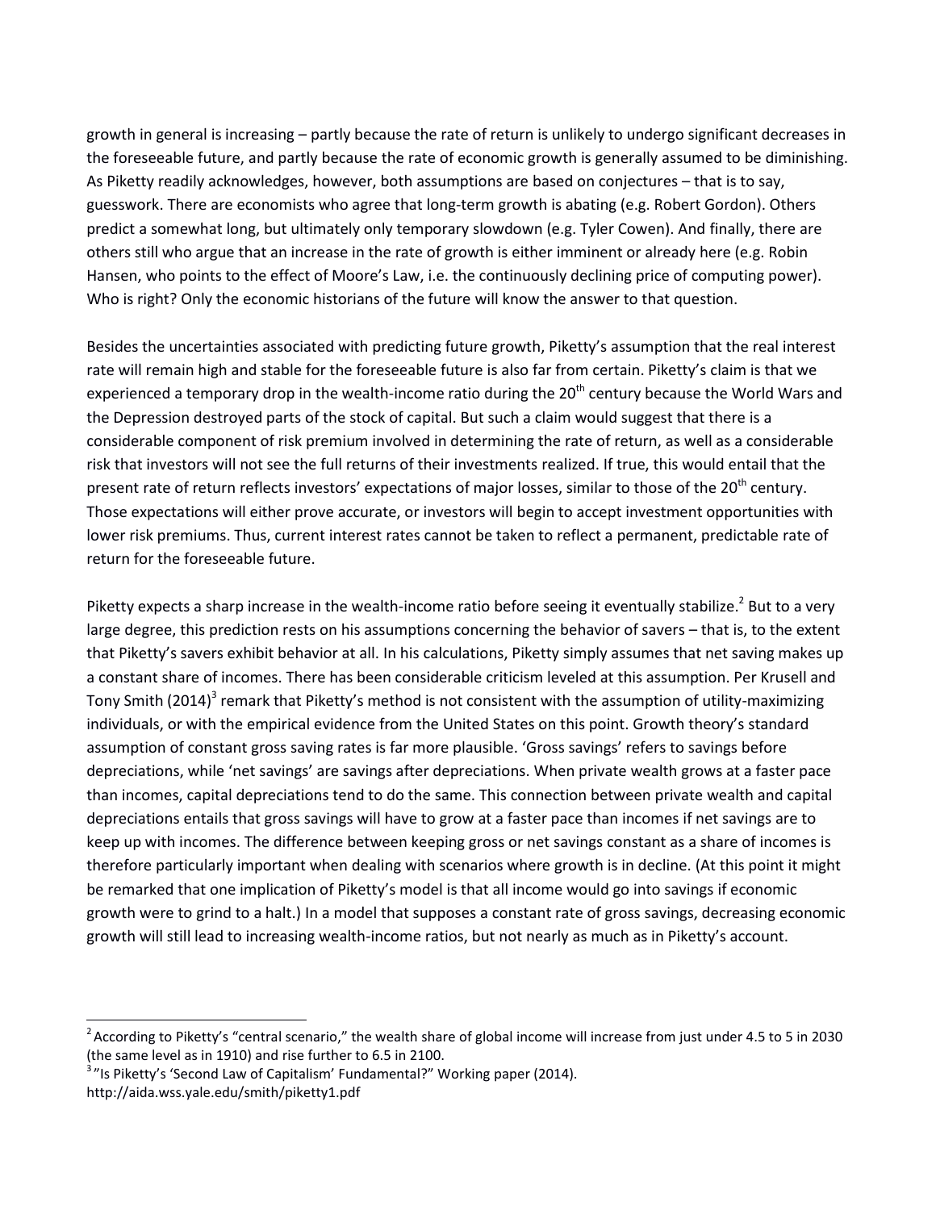growth in general is increasing – partly because the rate of return is unlikely to undergo significant decreases in the foreseeable future, and partly because the rate of economic growth is generally assumed to be diminishing. As Piketty readily acknowledges, however, both assumptions are based on conjectures – that is to say, guesswork. There are economists who agree that long-term growth is abating (e.g. Robert Gordon). Others predict a somewhat long, but ultimately only temporary slowdown (e.g. Tyler Cowen). And finally, there are others still who argue that an increase in the rate of growth is either imminent or already here (e.g. Robin Hansen, who points to the effect of Moore's Law, i.e. the continuously declining price of computing power). Who is right? Only the economic historians of the future will know the answer to that question.

Besides the uncertainties associated with predicting future growth, Piketty's assumption that the real interest rate will remain high and stable for the foreseeable future is also far from certain. Piketty's claim is that we experienced a temporary drop in the wealth-income ratio during the 20th century because the World Wars and the Depression destroyed parts of the stock of capital. But such a claim would suggest that there is a considerable component of risk premium involved in determining the rate of return, as well as a considerable risk that investors will not see the full returns of their investments realized. If true, this would entail that the present rate of return reflects investors' expectations of major losses, similar to those of the 20th century. Those expectations will either prove accurate, or investors will begin to accept investment opportunities with lower risk premiums. Thus, current interest rates cannot be taken to reflect a permanent, predictable rate of return for the foreseeable future.

Piketty expects a sharp increase in the wealth-income ratio before seeing it eventually stabilize.[2] But to a very large degree, this prediction rests on his assumptions concerning the behavior of savers – that is, to the extent that Piketty's savers exhibit behavior at all. In his calculations, Piketty simply assumes that net saving makes up a constant share of incomes. There has been considerable criticism leveled at this assumption. Per Krusell and Tony Smith (2014)[3] remark that Piketty's method is not consistent with the assumption of utility-maximizing individuals, or with the empirical evidence from the United States on this point. Growth theory's standard assumption of constant gross saving rates is far more plausible. 'Gross savings' refers to savings before depreciations, while 'net savings' are savings after depreciations. When private wealth grows at a faster pace than incomes, capital depreciations tend to do the same. This connection between private wealth and capital depreciations entails that gross savings will have to grow at a faster pace than incomes if net savings are to keep up with incomes. The difference between keeping gross or net savings constant as a share of incomes is therefore particularly important when dealing with scenarios where growth is in decline. (At this point it might be remarked that one implication of Piketty's model is that all income would go into savings if economic growth were to grind to a halt.) In a model that supposes a constant rate of gross savings, decreasing economic growth will still lead to increasing wealth-income ratios, but not nearly as much as in Piketty's account.

---

[2] According to Piketty's "central scenario," the wealth share of global income will increase from just under 4.5 to 5 in 2030 (the same level as in 1910) and rise further to 6.5 in 2100.

[3] "Is Piketty's 'Second Law of Capitalism' Fundamental?" Working paper (2014). http://aida.wss.yale.edu/smith/piketty1.pdf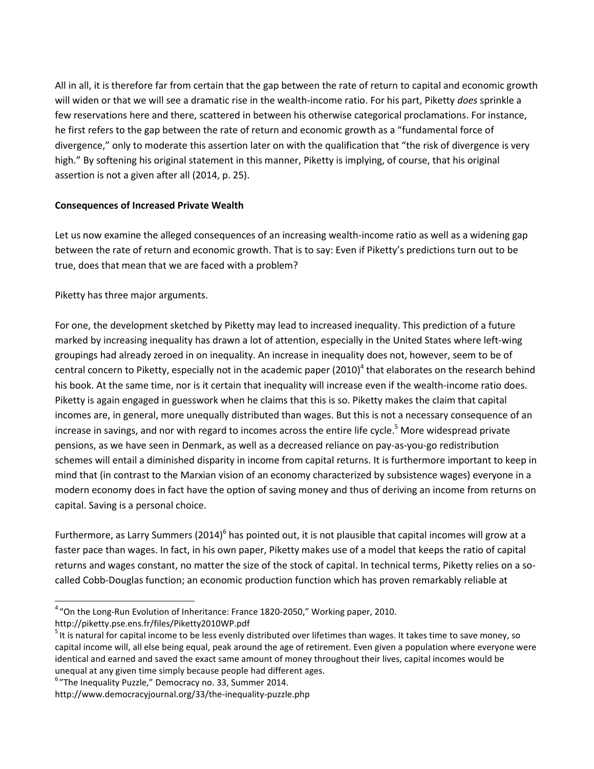All in all, it is therefore far from certain that the gap between the rate of return to capital and economic growth will widen or that we will see a dramatic rise in the wealth-income ratio. For his part, Piketty *does* sprinkle a few reservations here and there, scattered in between his otherwise categorical proclamations. For instance, he first refers to the gap between the rate of return and economic growth as a "fundamental force of divergence," only to moderate this assertion later on with the qualification that "the risk of divergence is very high." By softening his original statement in this manner, Piketty is implying, of course, that his original assertion is not a given after all (2014, p. 25).

**Consequences of Increased Private Wealth**

Let us now examine the alleged consequences of an increasing wealth-income ratio as well as a widening gap between the rate of return and economic growth. That is to say: Even if Piketty's predictions turn out to be true, does that mean that we are faced with a problem?

Piketty has three major arguments.

For one, the development sketched by Piketty may lead to increased inequality. This prediction of a future marked by increasing inequality has drawn a lot of attention, especially in the United States where left-wing groupings had already zeroed in on inequality. An increase in inequality does not, however, seem to be of central concern to Piketty, especially not in the academic paper (2010)[4] that elaborates on the research behind his book. At the same time, nor is it certain that inequality will increase even if the wealth-income ratio does. Piketty is again engaged in guesswork when he claims that this is so. Piketty makes the claim that capital incomes are, in general, more unequally distributed than wages. But this is not a necessary consequence of an increase in savings, and nor with regard to incomes across the entire life cycle.[5] More widespread private pensions, as we have seen in Denmark, as well as a decreased reliance on pay-as-you-go redistribution schemes will entail a diminished disparity in income from capital returns. It is furthermore important to keep in mind that (in contrast to the Marxian vision of an economy characterized by subsistence wages) everyone in a modern economy does in fact have the option of saving money and thus of deriving an income from returns on capital. Saving is a personal choice.

Furthermore, as Larry Summers (2014)[6] has pointed out, it is not plausible that capital incomes will grow at a faster pace than wages. In fact, in his own paper, Piketty makes use of a model that keeps the ratio of capital returns and wages constant, no matter the size of the stock of capital. In technical terms, Piketty relies on a so-called Cobb-Douglas function; an economic production function which has proven remarkably reliable at

---

[4] "On the Long-Run Evolution of Inheritance: France 1820-2050," Working paper, 2010. http://piketty.pse.ens.fr/files/Piketty2010WP.pdf

[5] It is natural for capital income to be less evenly distributed over lifetimes than wages. It takes time to save money, so capital income will, all else being equal, peak around the age of retirement. Even given a population where everyone were identical and earned and saved the exact same amount of money throughout their lives, capital incomes would be unequal at any given time simply because people had different ages.

[6] "The Inequality Puzzle," Democracy no. 33, Summer 2014. http://www.democracyjournal.org/33/the-inequality-puzzle.php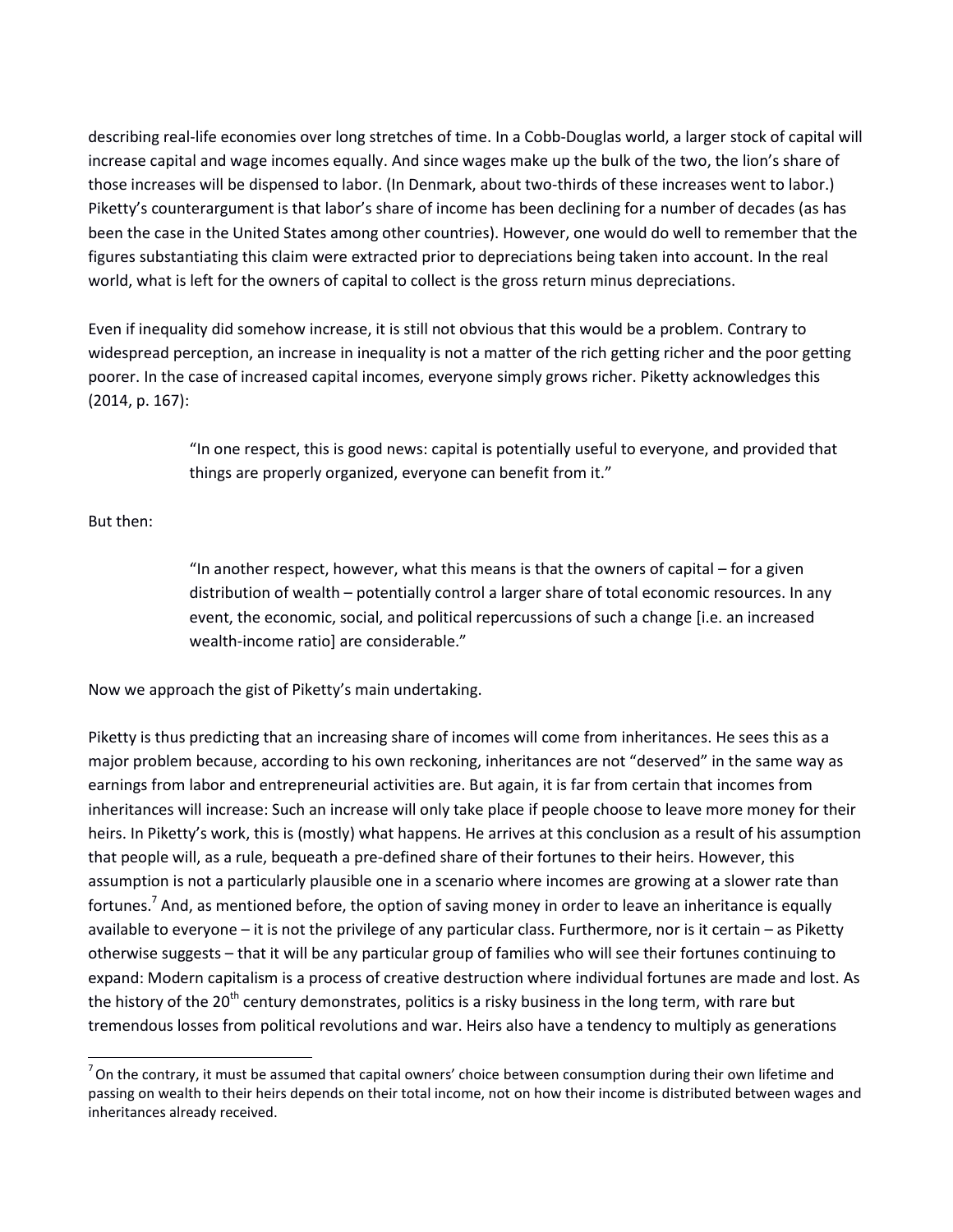describing real-life economies over long stretches of time. In a Cobb-Douglas world, a larger stock of capital will increase capital and wage incomes equally. And since wages make up the bulk of the two, the lion's share of those increases will be dispensed to labor. (In Denmark, about two-thirds of these increases went to labor.) Piketty's counterargument is that labor's share of income has been declining for a number of decades (as has been the case in the United States among other countries). However, one would do well to remember that the figures substantiating this claim were extracted prior to depreciations being taken into account. In the real world, what is left for the owners of capital to collect is the gross return minus depreciations.

Even if inequality did somehow increase, it is still not obvious that this would be a problem. Contrary to widespread perception, an increase in inequality is not a matter of the rich getting richer and the poor getting poorer. In the case of increased capital incomes, everyone simply grows richer. Piketty acknowledges this (2014, p. 167):

> "In one respect, this is good news: capital is potentially useful to everyone, and provided that things are properly organized, everyone can benefit from it."

But then:

> "In another respect, however, what this means is that the owners of capital – for a given distribution of wealth – potentially control a larger share of total economic resources. In any event, the economic, social, and political repercussions of such a change [i.e. an increased wealth-income ratio] are considerable."

Now we approach the gist of Piketty's main undertaking.

Piketty is thus predicting that an increasing share of incomes will come from inheritances. He sees this as a major problem because, according to his own reckoning, inheritances are not "deserved" in the same way as earnings from labor and entrepreneurial activities are. But again, it is far from certain that incomes from inheritances will increase: Such an increase will only take place if people choose to leave more money for their heirs. In Piketty's work, this is (mostly) what happens. He arrives at this conclusion as a result of his assumption that people will, as a rule, bequeath a pre-defined share of their fortunes to their heirs. However, this assumption is not a particularly plausible one in a scenario where incomes are growing at a slower rate than fortunes.[7] And, as mentioned before, the option of saving money in order to leave an inheritance is equally available to everyone – it is not the privilege of any particular class. Furthermore, nor is it certain – as Piketty otherwise suggests – that it will be any particular group of families who will see their fortunes continuing to expand: Modern capitalism is a process of creative destruction where individual fortunes are made and lost. As the history of the 20th century demonstrates, politics is a risky business in the long term, with rare but tremendous losses from political revolutions and war. Heirs also have a tendency to multiply as generations

---

[7] On the contrary, it must be assumed that capital owners' choice between consumption during their own lifetime and passing on wealth to their heirs depends on their total income, not on how their income is distributed between wages and inheritances already received.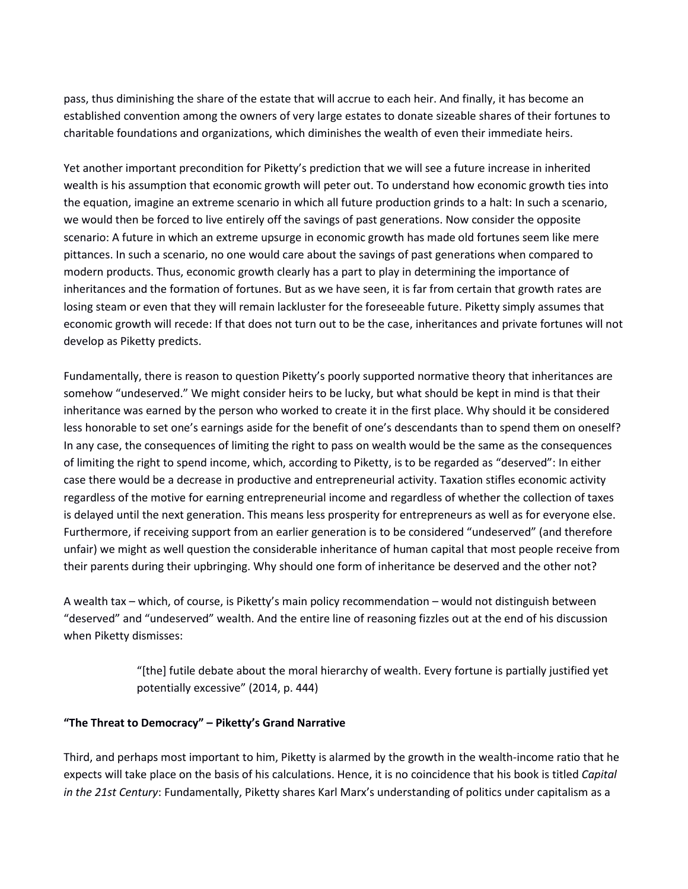pass, thus diminishing the share of the estate that will accrue to each heir. And finally, it has become an established convention among the owners of very large estates to donate sizeable shares of their fortunes to charitable foundations and organizations, which diminishes the wealth of even their immediate heirs.

Yet another important precondition for Piketty's prediction that we will see a future increase in inherited wealth is his assumption that economic growth will peter out. To understand how economic growth ties into the equation, imagine an extreme scenario in which all future production grinds to a halt: In such a scenario, we would then be forced to live entirely off the savings of past generations. Now consider the opposite scenario: A future in which an extreme upsurge in economic growth has made old fortunes seem like mere pittances. In such a scenario, no one would care about the savings of past generations when compared to modern products. Thus, economic growth clearly has a part to play in determining the importance of inheritances and the formation of fortunes. But as we have seen, it is far from certain that growth rates are losing steam or even that they will remain lackluster for the foreseeable future. Piketty simply assumes that economic growth will recede: If that does not turn out to be the case, inheritances and private fortunes will not develop as Piketty predicts.

Fundamentally, there is reason to question Piketty's poorly supported normative theory that inheritances are somehow "undeserved." We might consider heirs to be lucky, but what should be kept in mind is that their inheritance was earned by the person who worked to create it in the first place. Why should it be considered less honorable to set one's earnings aside for the benefit of one's descendants than to spend them on oneself? In any case, the consequences of limiting the right to pass on wealth would be the same as the consequences of limiting the right to spend income, which, according to Piketty, is to be regarded as "deserved": In either case there would be a decrease in productive and entrepreneurial activity. Taxation stifles economic activity regardless of the motive for earning entrepreneurial income and regardless of whether the collection of taxes is delayed until the next generation. This means less prosperity for entrepreneurs as well as for everyone else. Furthermore, if receiving support from an earlier generation is to be considered "undeserved" (and therefore unfair) we might as well question the considerable inheritance of human capital that most people receive from their parents during their upbringing. Why should one form of inheritance be deserved and the other not?

A wealth tax – which, of course, is Piketty's main policy recommendation – would not distinguish between "deserved" and "undeserved" wealth. And the entire line of reasoning fizzles out at the end of his discussion when Piketty dismisses:

> "[the] futile debate about the moral hierarchy of wealth. Every fortune is partially justified yet potentially excessive" (2014, p. 444)

**"The Threat to Democracy" – Piketty's Grand Narrative**

Third, and perhaps most important to him, Piketty is alarmed by the growth in the wealth-income ratio that he expects will take place on the basis of his calculations. Hence, it is no coincidence that his book is titled *Capital in the 21st Century*: Fundamentally, Piketty shares Karl Marx's understanding of politics under capitalism as a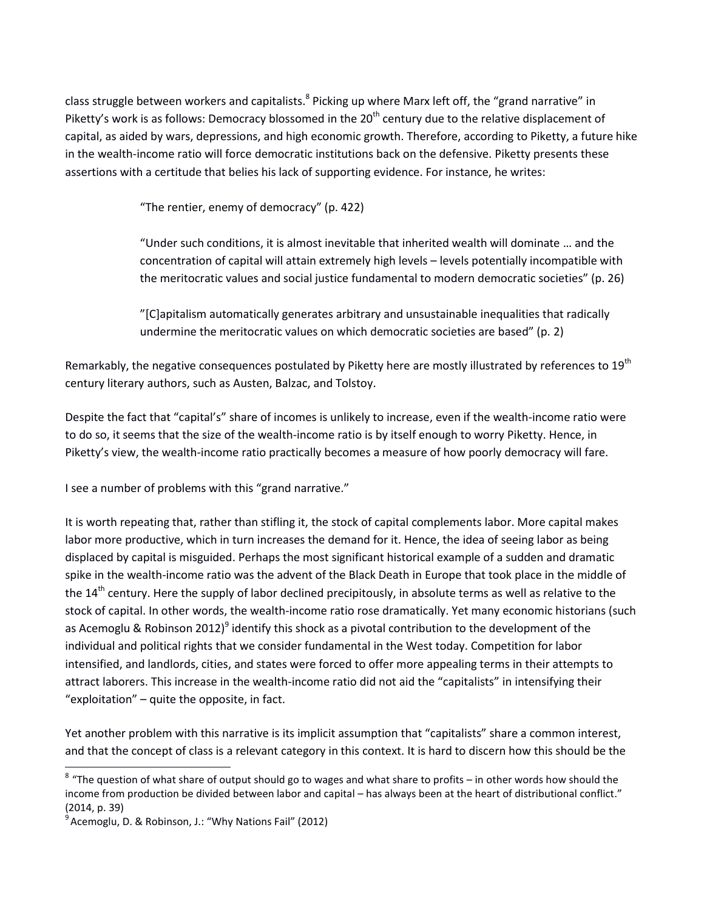class struggle between workers and capitalists.[8] Picking up where Marx left off, the "grand narrative" in Piketty's work is as follows: Democracy blossomed in the 20th century due to the relative displacement of capital, as aided by wars, depressions, and high economic growth. Therefore, according to Piketty, a future hike in the wealth-income ratio will force democratic institutions back on the defensive. Piketty presents these assertions with a certitude that belies his lack of supporting evidence. For instance, he writes:

> "The rentier, enemy of democracy" (p. 422)
>
> "Under such conditions, it is almost inevitable that inherited wealth will dominate … and the concentration of capital will attain extremely high levels – levels potentially incompatible with the meritocratic values and social justice fundamental to modern democratic societies" (p. 26)
>
> "[C]apitalism automatically generates arbitrary and unsustainable inequalities that radically undermine the meritocratic values on which democratic societies are based" (p. 2)

Remarkably, the negative consequences postulated by Piketty here are mostly illustrated by references to 19th century literary authors, such as Austen, Balzac, and Tolstoy.

Despite the fact that "capital's" share of incomes is unlikely to increase, even if the wealth-income ratio were to do so, it seems that the size of the wealth-income ratio is by itself enough to worry Piketty. Hence, in Piketty's view, the wealth-income ratio practically becomes a measure of how poorly democracy will fare.

I see a number of problems with this "grand narrative."

It is worth repeating that, rather than stifling it, the stock of capital complements labor. More capital makes labor more productive, which in turn increases the demand for it. Hence, the idea of seeing labor as being displaced by capital is misguided. Perhaps the most significant historical example of a sudden and dramatic spike in the wealth-income ratio was the advent of the Black Death in Europe that took place in the middle of the 14th century. Here the supply of labor declined precipitously, in absolute terms as well as relative to the stock of capital. In other words, the wealth-income ratio rose dramatically. Yet many economic historians (such as Acemoglu & Robinson 2012)[9] identify this shock as a pivotal contribution to the development of the individual and political rights that we consider fundamental in the West today. Competition for labor intensified, and landlords, cities, and states were forced to offer more appealing terms in their attempts to attract laborers. This increase in the wealth-income ratio did not aid the "capitalists" in intensifying their "exploitation" – quite the opposite, in fact.

Yet another problem with this narrative is its implicit assumption that "capitalists" share a common interest, and that the concept of class is a relevant category in this context. It is hard to discern how this should be the

---

[8] "The question of what share of output should go to wages and what share to profits – in other words how should the income from production be divided between labor and capital – has always been at the heart of distributional conflict." (2014, p. 39)

[9] Acemoglu, D. & Robinson, J.: "Why Nations Fail" (2012)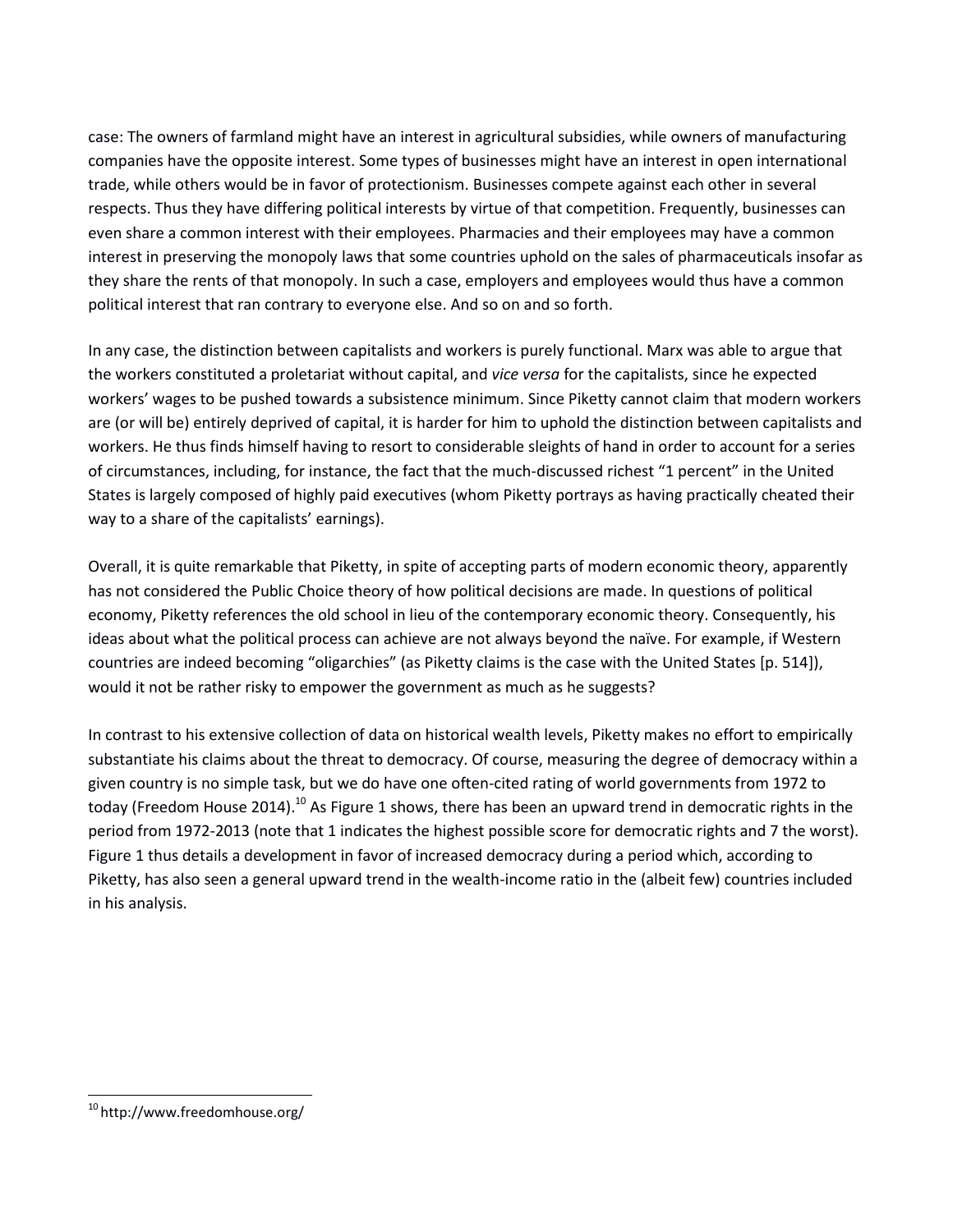case: The owners of farmland might have an interest in agricultural subsidies, while owners of manufacturing companies have the opposite interest. Some types of businesses might have an interest in open international trade, while others would be in favor of protectionism. Businesses compete against each other in several respects. Thus they have differing political interests by virtue of that competition. Frequently, businesses can even share a common interest with their employees. Pharmacies and their employees may have a common interest in preserving the monopoly laws that some countries uphold on the sales of pharmaceuticals insofar as they share the rents of that monopoly. In such a case, employers and employees would thus have a common political interest that ran contrary to everyone else. And so on and so forth.

In any case, the distinction between capitalists and workers is purely functional. Marx was able to argue that the workers constituted a proletariat without capital, and *vice versa* for the capitalists, since he expected workers' wages to be pushed towards a subsistence minimum. Since Piketty cannot claim that modern workers are (or will be) entirely deprived of capital, it is harder for him to uphold the distinction between capitalists and workers. He thus finds himself having to resort to considerable sleights of hand in order to account for a series of circumstances, including, for instance, the fact that the much-discussed richest "1 percent" in the United States is largely composed of highly paid executives (whom Piketty portrays as having practically cheated their way to a share of the capitalists' earnings).

Overall, it is quite remarkable that Piketty, in spite of accepting parts of modern economic theory, apparently has not considered the Public Choice theory of how political decisions are made. In questions of political economy, Piketty references the old school in lieu of the contemporary economic theory. Consequently, his ideas about what the political process can achieve are not always beyond the naïve. For example, if Western countries are indeed becoming "oligarchies" (as Piketty claims is the case with the United States [p. 514]), would it not be rather risky to empower the government as much as he suggests?

In contrast to his extensive collection of data on historical wealth levels, Piketty makes no effort to empirically substantiate his claims about the threat to democracy. Of course, measuring the degree of democracy within a given country is no simple task, but we do have one often-cited rating of world governments from 1972 to today (Freedom House 2014).[10] As Figure 1 shows, there has been an upward trend in democratic rights in the period from 1972-2013 (note that 1 indicates the highest possible score for democratic rights and 7 the worst). Figure 1 thus details a development in favor of increased democracy during a period which, according to Piketty, has also seen a general upward trend in the wealth-income ratio in the (albeit few) countries included in his analysis.

[10] http://www.freedomhouse.org/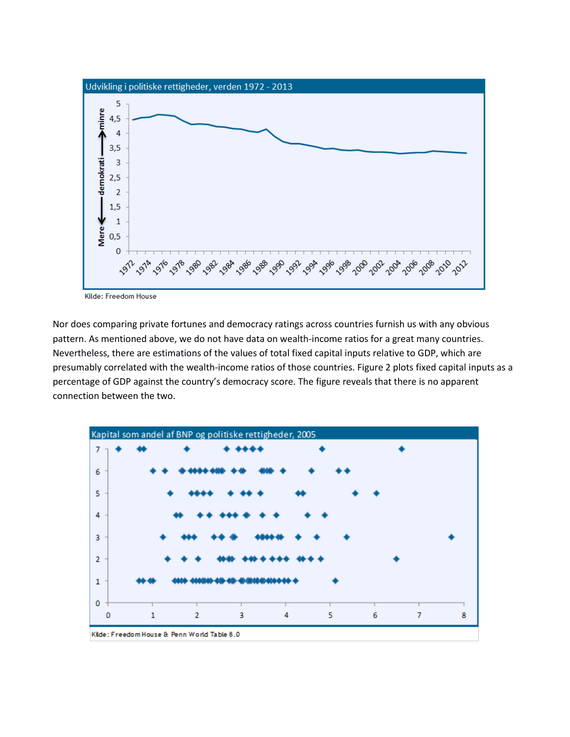Udvikling i politiske rettigheder, verden 1972 - 2013

Kilde: Freedom House

Nor does comparing private fortunes and democracy ratings across countries furnish us with any obvious pattern. As mentioned above, we do not have data on wealth-income ratios for a great many countries. Nevertheless, there are estimations of the values of total fixed capital inputs relative to GDP, which are presumably correlated with the wealth-income ratios of those countries. Figure 2 plots fixed capital inputs as a percentage of GDP against the country's democracy score. The figure reveals that there is no apparent connection between the two.

Kapital som andel af BNP og politiske rettigheder, 2005

Kilde: Freedom House & Penn World Table 8.0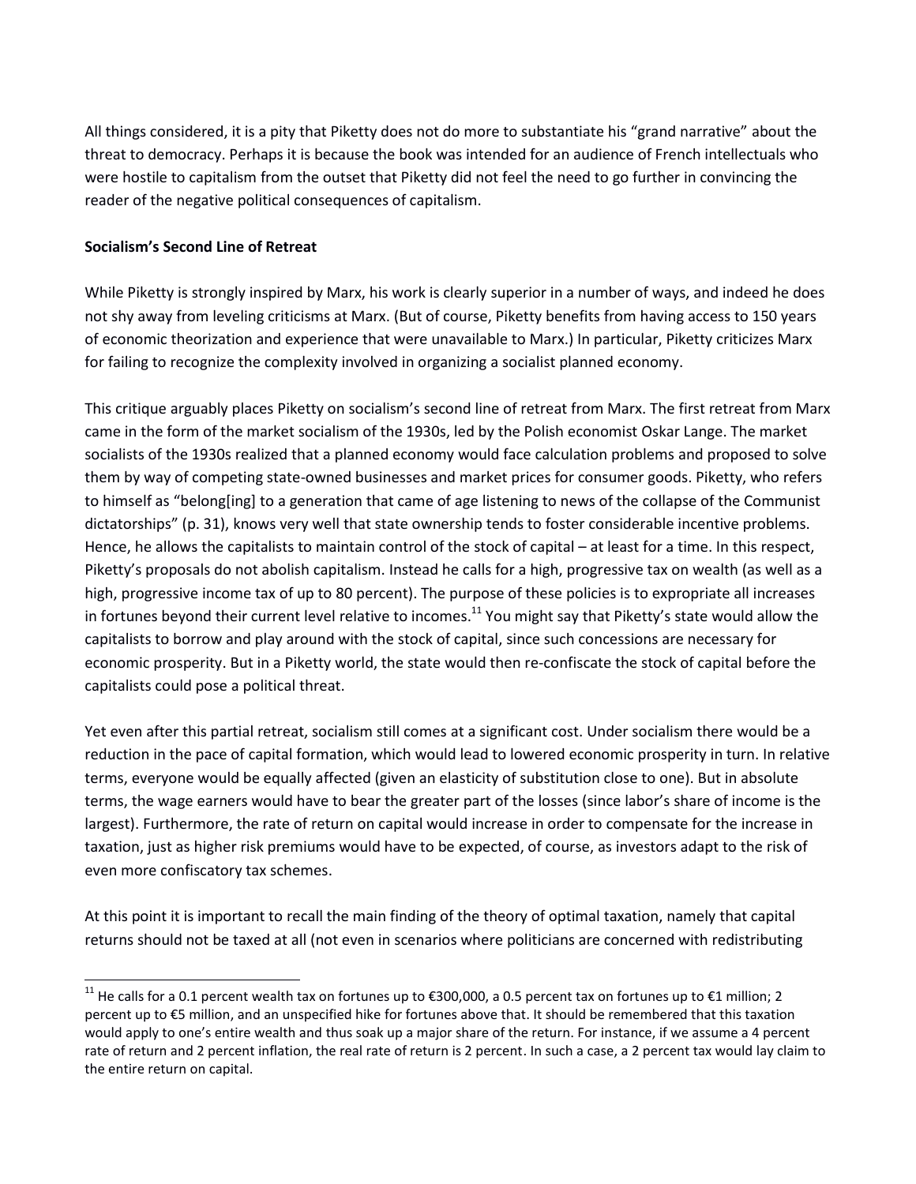All things considered, it is a pity that Piketty does not do more to substantiate his "grand narrative" about the threat to democracy. Perhaps it is because the book was intended for an audience of French intellectuals who were hostile to capitalism from the outset that Piketty did not feel the need to go further in convincing the reader of the negative political consequences of capitalism.

**Socialism's Second Line of Retreat**

While Piketty is strongly inspired by Marx, his work is clearly superior in a number of ways, and indeed he does not shy away from leveling criticisms at Marx. (But of course, Piketty benefits from having access to 150 years of economic theorization and experience that were unavailable to Marx.) In particular, Piketty criticizes Marx for failing to recognize the complexity involved in organizing a socialist planned economy.

This critique arguably places Piketty on socialism's second line of retreat from Marx. The first retreat from Marx came in the form of the market socialism of the 1930s, led by the Polish economist Oskar Lange. The market socialists of the 1930s realized that a planned economy would face calculation problems and proposed to solve them by way of competing state-owned businesses and market prices for consumer goods. Piketty, who refers to himself as "belong[ing] to a generation that came of age listening to news of the collapse of the Communist dictatorships" (p. 31), knows very well that state ownership tends to foster considerable incentive problems. Hence, he allows the capitalists to maintain control of the stock of capital – at least for a time. In this respect, Piketty's proposals do not abolish capitalism. Instead he calls for a high, progressive tax on wealth (as well as a high, progressive income tax of up to 80 percent). The purpose of these policies is to expropriate all increases in fortunes beyond their current level relative to incomes.[11] You might say that Piketty's state would allow the capitalists to borrow and play around with the stock of capital, since such concessions are necessary for economic prosperity. But in a Piketty world, the state would then re-confiscate the stock of capital before the capitalists could pose a political threat.

Yet even after this partial retreat, socialism still comes at a significant cost. Under socialism there would be a reduction in the pace of capital formation, which would lead to lowered economic prosperity in turn. In relative terms, everyone would be equally affected (given an elasticity of substitution close to one). But in absolute terms, the wage earners would have to bear the greater part of the losses (since labor's share of income is the largest). Furthermore, the rate of return on capital would increase in order to compensate for the increase in taxation, just as higher risk premiums would have to be expected, of course, as investors adapt to the risk of even more confiscatory tax schemes.

At this point it is important to recall the main finding of the theory of optimal taxation, namely that capital returns should not be taxed at all (not even in scenarios where politicians are concerned with redistributing

[11] He calls for a 0.1 percent wealth tax on fortunes up to €300,000, a 0.5 percent tax on fortunes up to €1 million; 2 percent up to €5 million, and an unspecified hike for fortunes above that. It should be remembered that this taxation would apply to one's entire wealth and thus soak up a major share of the return. For instance, if we assume a 4 percent rate of return and 2 percent inflation, the real rate of return is 2 percent. In such a case, a 2 percent tax would lay claim to the entire return on capital.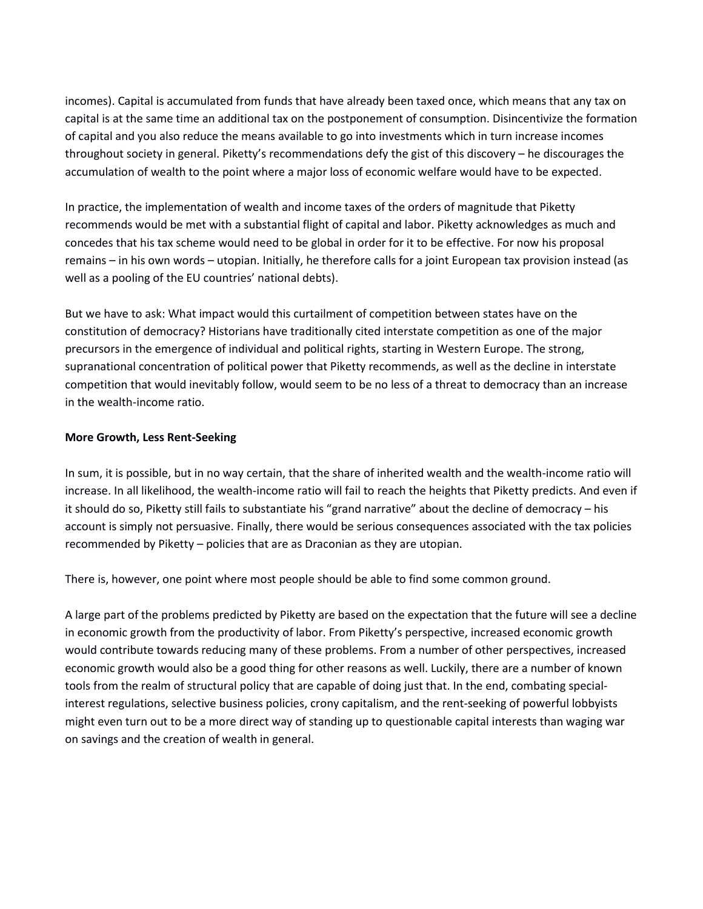incomes). Capital is accumulated from funds that have already been taxed once, which means that any tax on capital is at the same time an additional tax on the postponement of consumption. Disincentivize the formation of capital and you also reduce the means available to go into investments which in turn increase incomes throughout society in general. Piketty's recommendations defy the gist of this discovery – he discourages the accumulation of wealth to the point where a major loss of economic welfare would have to be expected.

In practice, the implementation of wealth and income taxes of the orders of magnitude that Piketty recommends would be met with a substantial flight of capital and labor. Piketty acknowledges as much and concedes that his tax scheme would need to be global in order for it to be effective. For now his proposal remains – in his own words – utopian. Initially, he therefore calls for a joint European tax provision instead (as well as a pooling of the EU countries' national debts).

But we have to ask: What impact would this curtailment of competition between states have on the constitution of democracy? Historians have traditionally cited interstate competition as one of the major precursors in the emergence of individual and political rights, starting in Western Europe. The strong, supranational concentration of political power that Piketty recommends, as well as the decline in interstate competition that would inevitably follow, would seem to be no less of a threat to democracy than an increase in the wealth-income ratio.

**More Growth, Less Rent-Seeking**

In sum, it is possible, but in no way certain, that the share of inherited wealth and the wealth-income ratio will increase. In all likelihood, the wealth-income ratio will fail to reach the heights that Piketty predicts. And even if it should do so, Piketty still fails to substantiate his "grand narrative" about the decline of democracy – his account is simply not persuasive. Finally, there would be serious consequences associated with the tax policies recommended by Piketty – policies that are as Draconian as they are utopian.

There is, however, one point where most people should be able to find some common ground.

A large part of the problems predicted by Piketty are based on the expectation that the future will see a decline in economic growth from the productivity of labor. From Piketty's perspective, increased economic growth would contribute towards reducing many of these problems. From a number of other perspectives, increased economic growth would also be a good thing for other reasons as well. Luckily, there are a number of known tools from the realm of structural policy that are capable of doing just that. In the end, combating special-interest regulations, selective business policies, crony capitalism, and the rent-seeking of powerful lobbyists might even turn out to be a more direct way of standing up to questionable capital interests than waging war on savings and the creation of wealth in general.